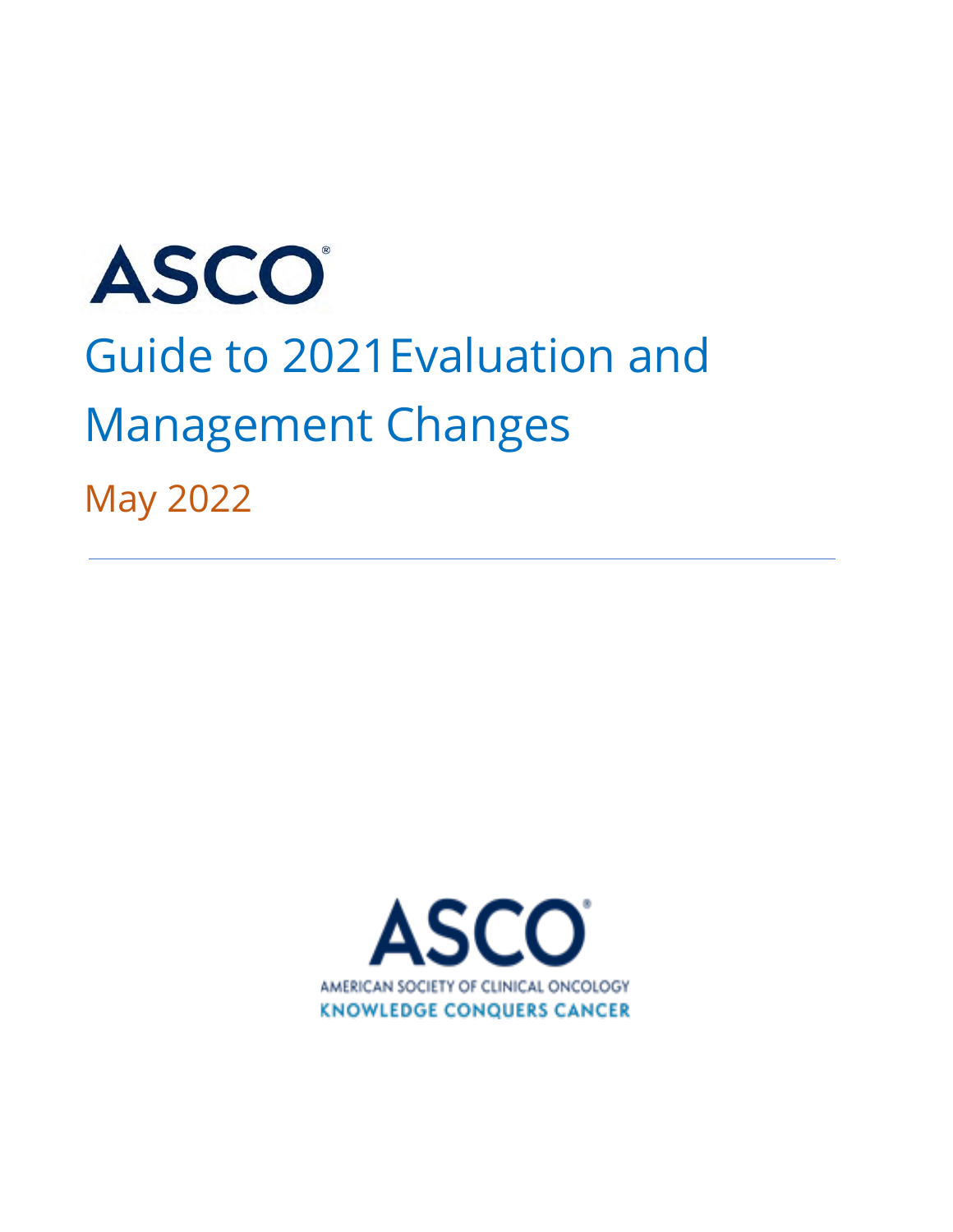ASCO

# Guide to 2021Evaluation and Management Changes

May 2022

---

ASCO

AMERICAN SOCIETY OF CLINICAL ONCOLOGY

KNOWLEDGE CONQUERS CANCER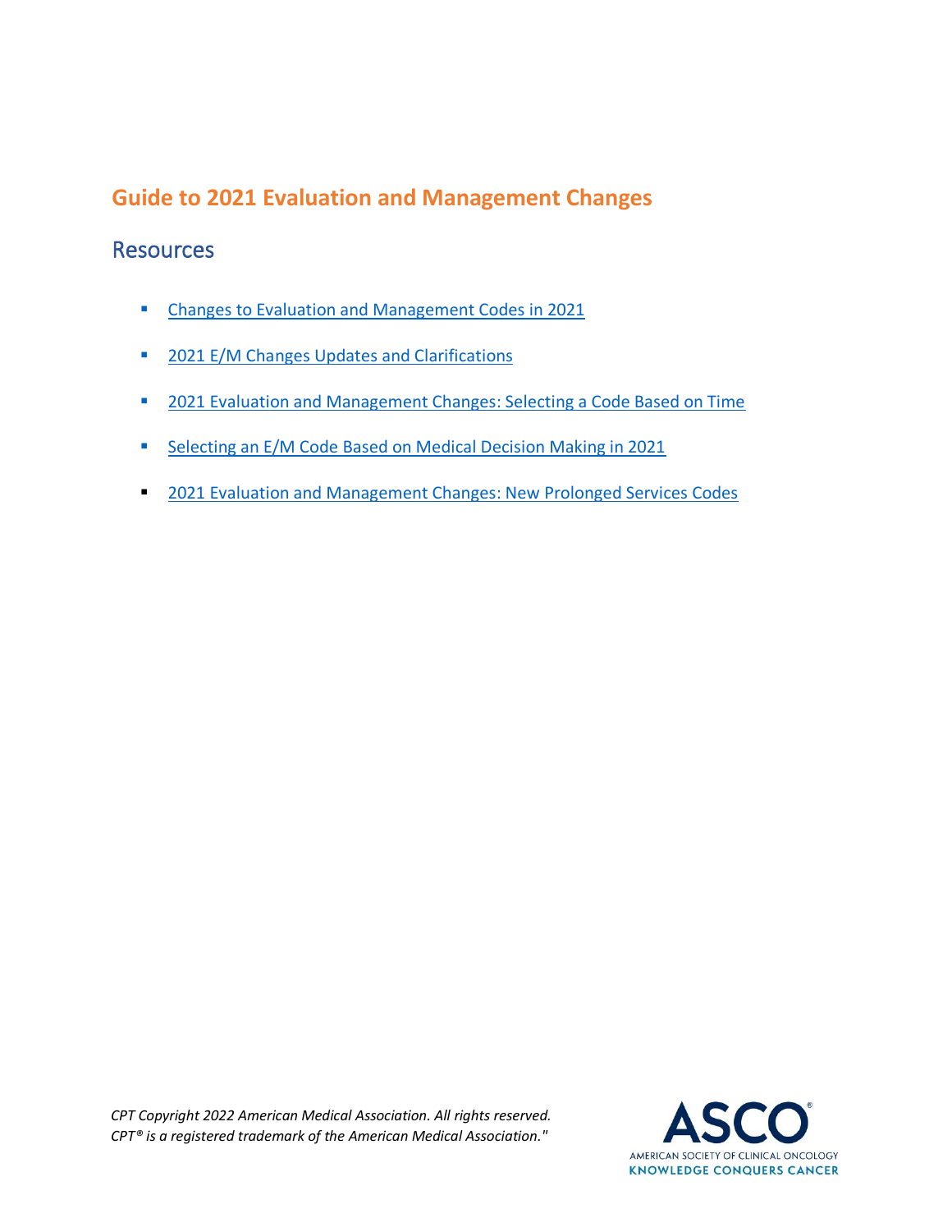## Guide to 2021 Evaluation and Management Changes

### Resources

- Changes to Evaluation and Management Codes in 2021
- 2021 E/M Changes Updates and Clarifications
- 2021 Evaluation and Management Changes: Selecting a Code Based on Time
- Selecting an E/M Code Based on Medical Decision Making in 2021
- 2021 Evaluation and Management Changes: New Prolonged Services Codes

*CPT Copyright 2022 American Medical Association. All rights reserved.*
*CPT® is a registered trademark of the American Medical Association."*

ASCO®
AMERICAN SOCIETY OF CLINICAL ONCOLOGY
KNOWLEDGE CONQUERS CANCER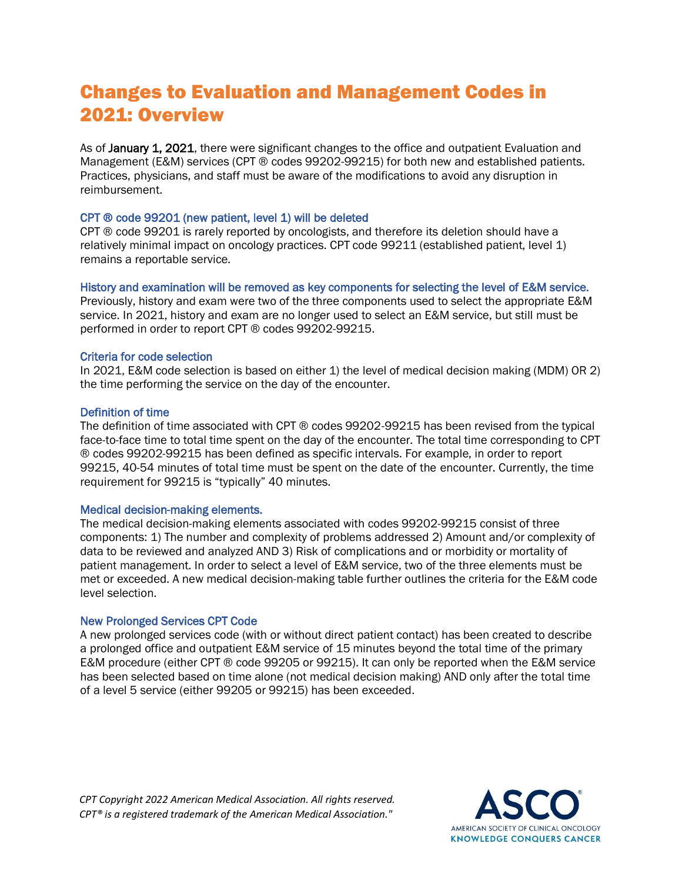# Changes to Evaluation and Management Codes in 2021: Overview

As of **January 1, 2021**, there were significant changes to the office and outpatient Evaluation and Management (E&M) services (CPT ® codes 99202-99215) for both new and established patients. Practices, physicians, and staff must be aware of the modifications to avoid any disruption in reimbursement.

### CPT ® code 99201 (new patient, level 1) will be deleted

CPT ® code 99201 is rarely reported by oncologists, and therefore its deletion should have a relatively minimal impact on oncology practices. CPT code 99211 (established patient, level 1) remains a reportable service.

### History and examination will be removed as key components for selecting the level of E&M service.

Previously, history and exam were two of the three components used to select the appropriate E&M service. In 2021, history and exam are no longer used to select an E&M service, but still must be performed in order to report CPT ® codes 99202-99215.

### Criteria for code selection

In 2021, E&M code selection is based on either 1) the level of medical decision making (MDM) OR 2) the time performing the service on the day of the encounter.

### Definition of time

The definition of time associated with CPT ® codes 99202-99215 has been revised from the typical face-to-face time to total time spent on the day of the encounter. The total time corresponding to CPT ® codes 99202-99215 has been defined as specific intervals. For example, in order to report 99215, 40-54 minutes of total time must be spent on the date of the encounter. Currently, the time requirement for 99215 is "typically" 40 minutes.

### Medical decision-making elements.

The medical decision-making elements associated with codes 99202-99215 consist of three components: 1) The number and complexity of problems addressed 2) Amount and/or complexity of data to be reviewed and analyzed AND 3) Risk of complications and or morbidity or mortality of patient management. In order to select a level of E&M service, two of the three elements must be met or exceeded. A new medical decision-making table further outlines the criteria for the E&M code level selection.

### New Prolonged Services CPT Code

A new prolonged services code (with or without direct patient contact) has been created to describe a prolonged office and outpatient E&M service of 15 minutes beyond the total time of the primary E&M procedure (either CPT ® code 99205 or 99215). It can only be reported when the E&M service has been selected based on time alone (not medical decision making) AND only after the total time of a level 5 service (either 99205 or 99215) has been exceeded.

*CPT Copyright 2022 American Medical Association. All rights reserved.*
*CPT® is a registered trademark of the American Medical Association."*

ASCO® AMERICAN SOCIETY OF CLINICAL ONCOLOGY KNOWLEDGE CONQUERS CANCER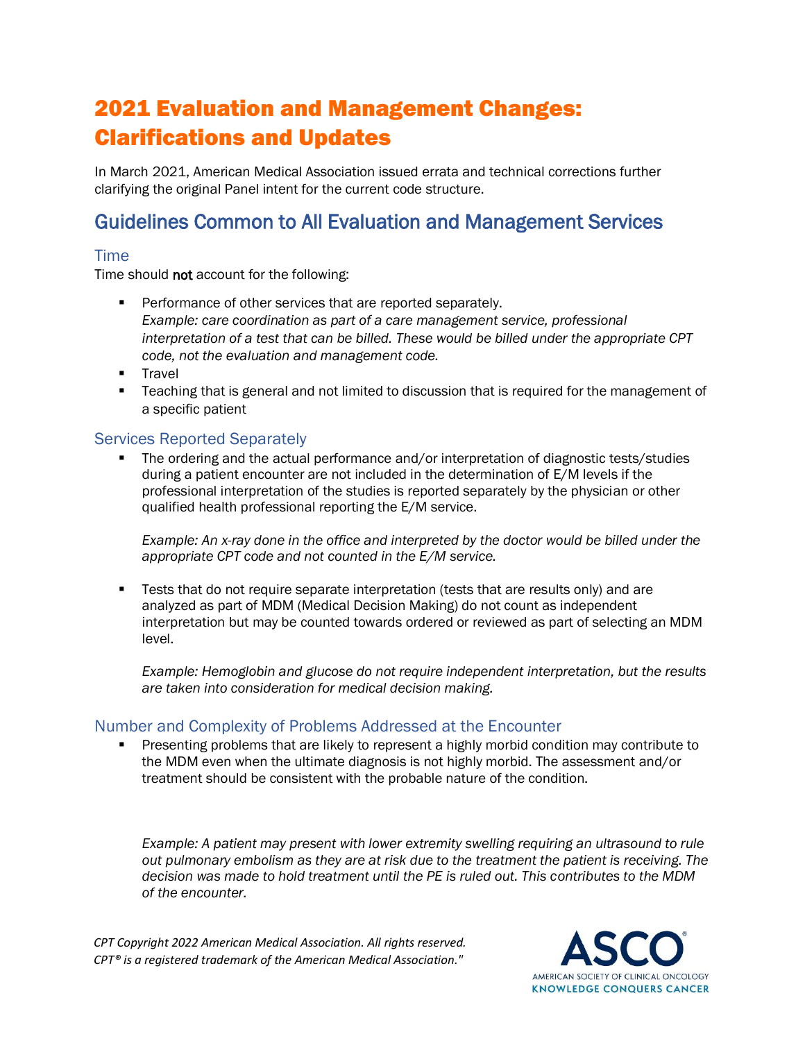# 2021 Evaluation and Management Changes: Clarifications and Updates

In March 2021, American Medical Association issued errata and technical corrections further clarifying the original Panel intent for the current code structure.

## Guidelines Common to All Evaluation and Management Services

### Time

Time should **not** account for the following:

- Performance of other services that are reported separately.
  *Example: care coordination as part of a care management service, professional interpretation of a test that can be billed. These would be billed under the appropriate CPT code, not the evaluation and management code.*
- Travel
- Teaching that is general and not limited to discussion that is required for the management of a specific patient

### Services Reported Separately

- The ordering and the actual performance and/or interpretation of diagnostic tests/studies during a patient encounter are not included in the determination of E/M levels if the professional interpretation of the studies is reported separately by the physician or other qualified health professional reporting the E/M service.

  *Example: An x-ray done in the office and interpreted by the doctor would be billed under the appropriate CPT code and not counted in the E/M service.*

- Tests that do not require separate interpretation (tests that are results only) and are analyzed as part of MDM (Medical Decision Making) do not count as independent interpretation but may be counted towards ordered or reviewed as part of selecting an MDM level.

  *Example: Hemoglobin and glucose do not require independent interpretation, but the results are taken into consideration for medical decision making.*

### Number and Complexity of Problems Addressed at the Encounter

- Presenting problems that are likely to represent a highly morbid condition may contribute to the MDM even when the ultimate diagnosis is not highly morbid. The assessment and/or treatment should be consistent with the probable nature of the condition.

  *Example: A patient may present with lower extremity swelling requiring an ultrasound to rule out pulmonary embolism as they are at risk due to the treatment the patient is receiving. The decision was made to hold treatment until the PE is ruled out. This contributes to the MDM of the encounter.*

*CPT Copyright 2022 American Medical Association. All rights reserved.*
*CPT® is a registered trademark of the American Medical Association."*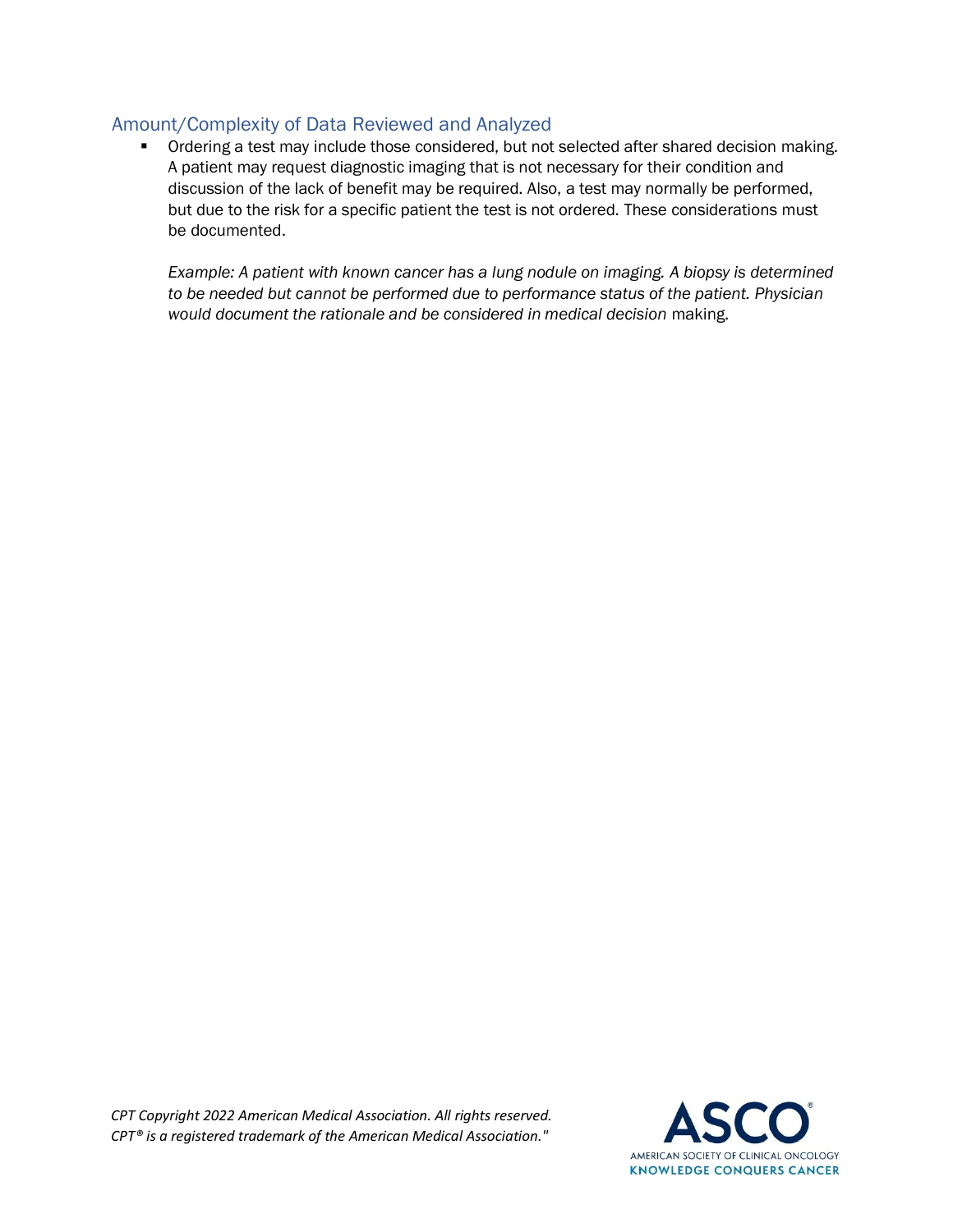## Amount/Complexity of Data Reviewed and Analyzed

- Ordering a test may include those considered, but not selected after shared decision making. A patient may request diagnostic imaging that is not necessary for their condition and discussion of the lack of benefit may be required. Also, a test may normally be performed, but due to the risk for a specific patient the test is not ordered. These considerations must be documented.

  *Example: A patient with known cancer has a lung nodule on imaging. A biopsy is determined to be needed but cannot be performed due to performance status of the patient. Physician would document the rationale and be considered in medical decision* making.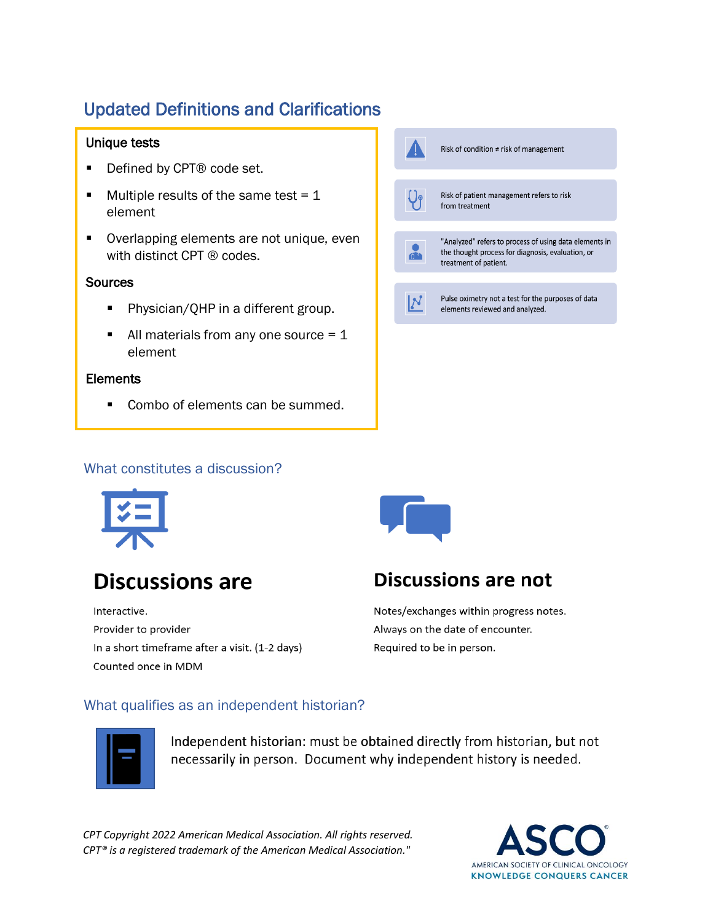## Updated Definitions and Clarifications

**Unique tests**

- Defined by CPT® code set.
- Multiple results of the same test = 1 element
- Overlapping elements are not unique, even with distinct CPT ® codes.

**Sources**

- Physician/QHP in a different group.
- All materials from any one source = 1 element

**Elements**

- Combo of elements can be summed.

Risk of condition ≠ risk of management

Risk of patient management refers to risk from treatment

"Analyzed" refers to process of using data elements in the thought process for diagnosis, evaluation, or treatment of patient.

Pulse oximetry not a test for the purposes of data elements reviewed and analyzed.

### What constitutes a discussion?

## Discussions are

Interactive.

Provider to provider

In a short timeframe after a visit. (1-2 days)

Counted once in MDM

## Discussions are not

Notes/exchanges within progress notes.

Always on the date of encounter.

Required to be in person.

### What qualifies as an independent historian?

Independent historian: must be obtained directly from historian, but not necessarily in person. Document why independent history is needed.

*CPT Copyright 2022 American Medical Association. All rights reserved.*
*CPT® is a registered trademark of the American Medical Association."*

ASCO® AMERICAN SOCIETY OF CLINICAL ONCOLOGY KNOWLEDGE CONQUERS CANCER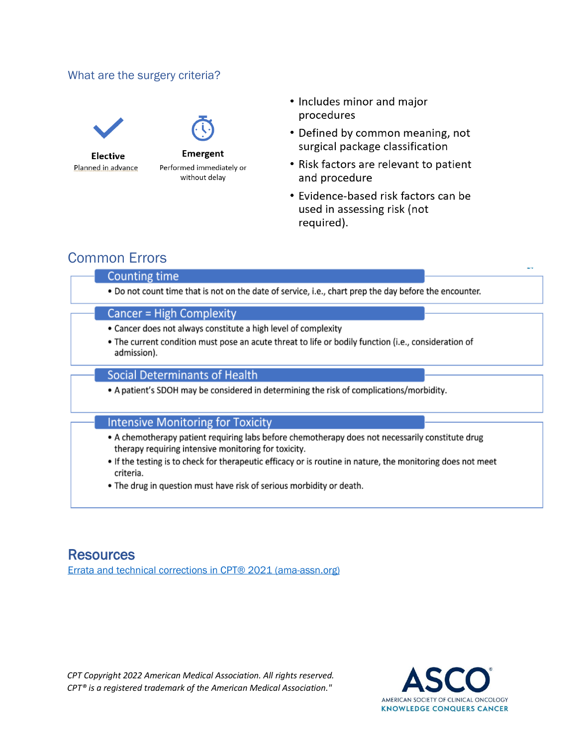## What are the surgery criteria?

**Elective**
Planned in advance

**Emergent**
Performed immediately or without delay

- Includes minor and major procedures
- Defined by common meaning, not surgical package classification
- Risk factors are relevant to patient and procedure
- Evidence-based risk factors can be used in assessing risk (not required).

## Common Errors

### Counting time

- Do not count time that is not on the date of service, i.e., chart prep the day before the encounter.

### Cancer = High Complexity

- Cancer does not always constitute a high level of complexity
- The current condition must pose an acute threat to life or bodily function (i.e., consideration of admission).

### Social Determinants of Health

- A patient's SDOH may be considered in determining the risk of complications/morbidity.

### Intensive Monitoring for Toxicity

- A chemotherapy patient requiring labs before chemotherapy does not necessarily constitute drug therapy requiring intensive monitoring for toxicity.
- If the testing is to check for therapeutic efficacy or is routine in nature, the monitoring does not meet criteria.
- The drug in question must have risk of serious morbidity or death.

## Resources

[Errata and technical corrections in CPT® 2021 (ama-assn.org)]

*CPT Copyright 2022 American Medical Association. All rights reserved.*
*CPT® is a registered trademark of the American Medical Association."*

ASCO
AMERICAN SOCIETY OF CLINICAL ONCOLOGY
KNOWLEDGE CONQUERS CANCER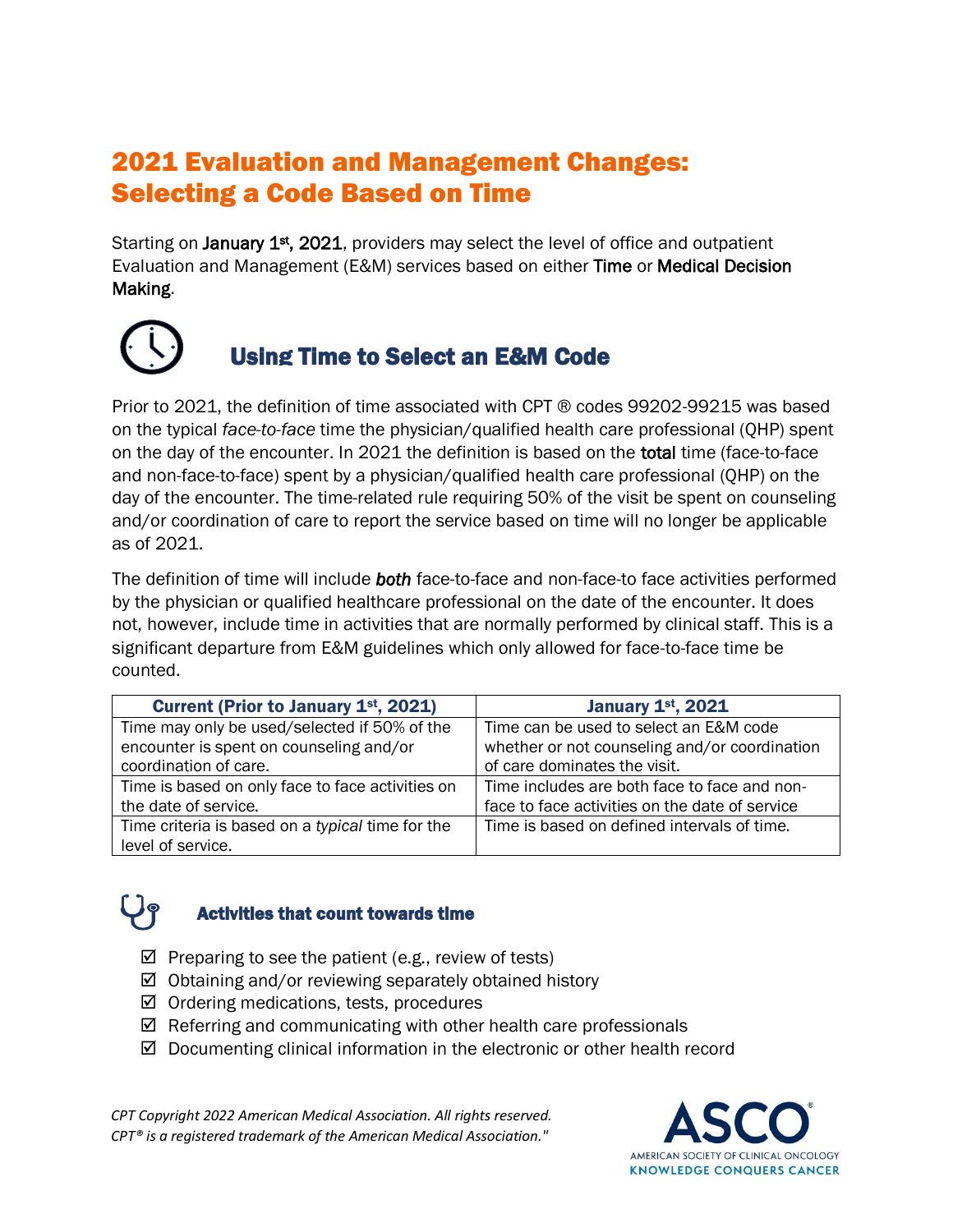# 2021 Evaluation and Management Changes: Selecting a Code Based on Time

Starting on **January 1st, 2021**, providers may select the level of office and outpatient Evaluation and Management (E&M) services based on either **Time** or **Medical Decision Making**.

## Using Time to Select an E&M Code

Prior to 2021, the definition of time associated with CPT ® codes 99202-99215 was based on the typical *face-to-face* time the physician/qualified health care professional (QHP) spent on the day of the encounter. In 2021 the definition is based on the **total** time (face-to-face and non-face-to-face) spent by a physician/qualified health care professional (QHP) on the day of the encounter. The time-related rule requiring 50% of the visit be spent on counseling and/or coordination of care to report the service based on time will no longer be applicable as of 2021.

The definition of time will include ***both*** face-to-face and non-face-to face activities performed by the physician or qualified healthcare professional on the date of the encounter. It does not, however, include time in activities that are normally performed by clinical staff. This is a significant departure from E&M guidelines which only allowed for face-to-face time be counted.

| Current (Prior to January 1st, 2021) | January 1st, 2021 |
|---|---|
| Time may only be used/selected if 50% of the encounter is spent on counseling and/or coordination of care. | Time can be used to select an E&M code whether or not counseling and/or coordination of care dominates the visit. |
| Time is based on only face to face activities on the date of service. | Time includes are both face to face and non-face to face activities on the date of service |
| Time criteria is based on a *typical* time for the level of service. | Time is based on defined intervals of time. |

### Activities that count towards time

- ☑ Preparing to see the patient (e.g., review of tests)
- ☑ Obtaining and/or reviewing separately obtained history
- ☑ Ordering medications, tests, procedures
- ☑ Referring and communicating with other health care professionals
- ☑ Documenting clinical information in the electronic or other health record

*CPT Copyright 2022 American Medical Association. All rights reserved.*
*CPT® is a registered trademark of the American Medical Association."*

ASCO® AMERICAN SOCIETY OF CLINICAL ONCOLOGY
KNOWLEDGE CONQUERS CANCER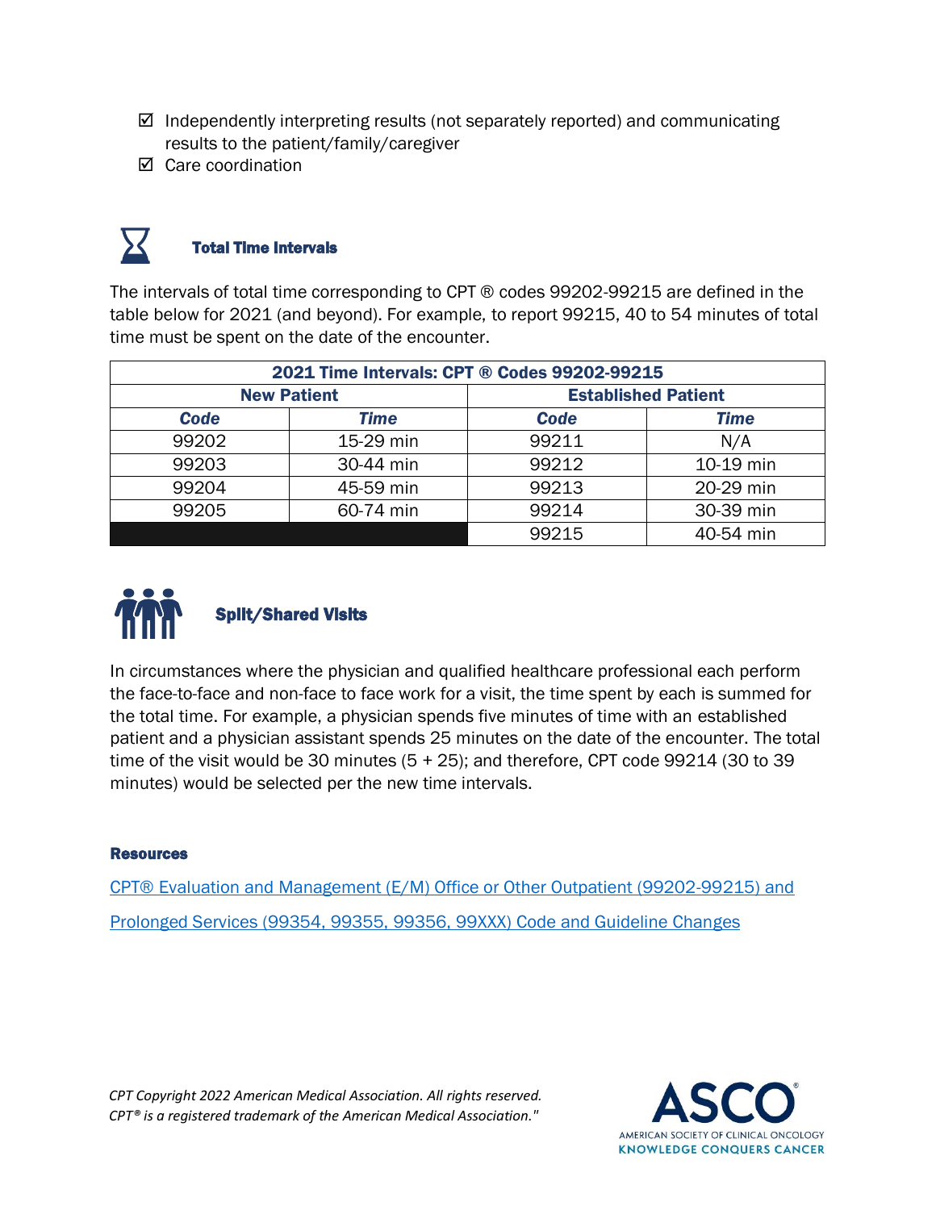- ☑ Independently interpreting results (not separately reported) and communicating results to the patient/family/caregiver
- ☑ Care coordination

## Total Time Intervals

The intervals of total time corresponding to CPT ® codes 99202-99215 are defined in the table below for 2021 (and beyond). For example, to report 99215, 40 to 54 minutes of total time must be spent on the date of the encounter.

| 2021 Time Intervals: CPT ® Codes 99202-99215 | | | |
|---|---|---|---|
| **New Patient** | | **Established Patient** | |
| ***Code*** | ***Time*** | ***Code*** | ***Time*** |
| 99202 | 15-29 min | 99211 | N/A |
| 99203 | 30-44 min | 99212 | 10-19 min |
| 99204 | 45-59 min | 99213 | 20-29 min |
| 99205 | 60-74 min | 99214 | 30-39 min |
| | | 99215 | 40-54 min |

## Split/Shared Visits

In circumstances where the physician and qualified healthcare professional each perform the face-to-face and non-face to face work for a visit, the time spent by each is summed for the total time. For example, a physician spends five minutes of time with an established patient and a physician assistant spends 25 minutes on the date of the encounter. The total time of the visit would be 30 minutes (5 + 25); and therefore, CPT code 99214 (30 to 39 minutes) would be selected per the new time intervals.

**Resources**

CPT® Evaluation and Management (E/M) Office or Other Outpatient (99202-99215) and Prolonged Services (99354, 99355, 99356, 99XXX) Code and Guideline Changes

*CPT Copyright 2022 American Medical Association. All rights reserved.*
*CPT® is a registered trademark of the American Medical Association."*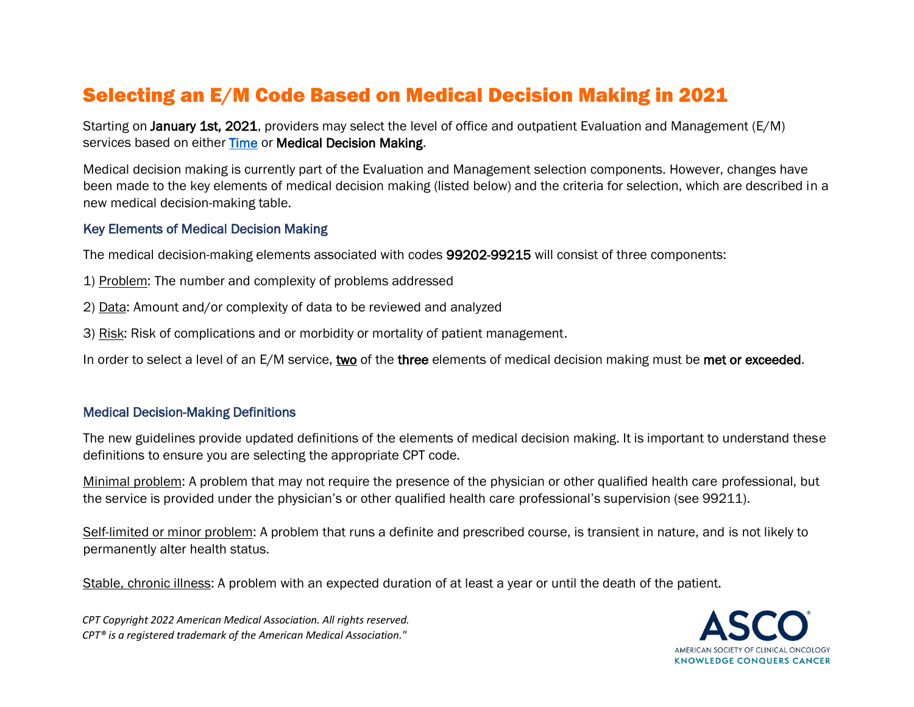# Selecting an E/M Code Based on Medical Decision Making in 2021

Starting on **January 1st, 2021**, providers may select the level of office and outpatient Evaluation and Management (E/M) services based on either [Time] or **Medical Decision Making**.

Medical decision making is currently part of the Evaluation and Management selection components. However, changes have been made to the key elements of medical decision making (listed below) and the criteria for selection, which are described in a new medical decision-making table.

## Key Elements of Medical Decision Making

The medical decision-making elements associated with codes **99202-99215** will consist of three components:

1) Problem: The number and complexity of problems addressed

2) Data: Amount and/or complexity of data to be reviewed and analyzed

3) Risk: Risk of complications and or morbidity or mortality of patient management.

In order to select a level of an E/M service, **two** of the **three** elements of medical decision making must be **met or exceeded**.

## Medical Decision-Making Definitions

The new guidelines provide updated definitions of the elements of medical decision making. It is important to understand these definitions to ensure you are selecting the appropriate CPT code.

Minimal problem: A problem that may not require the presence of the physician or other qualified health care professional, but the service is provided under the physician's or other qualified health care professional's supervision (see 99211).

Self-limited or minor problem: A problem that runs a definite and prescribed course, is transient in nature, and is not likely to permanently alter health status.

Stable, chronic illness: A problem with an expected duration of at least a year or until the death of the patient.

*CPT Copyright 2022 American Medical Association. All rights reserved.*
*CPT® is a registered trademark of the American Medical Association."*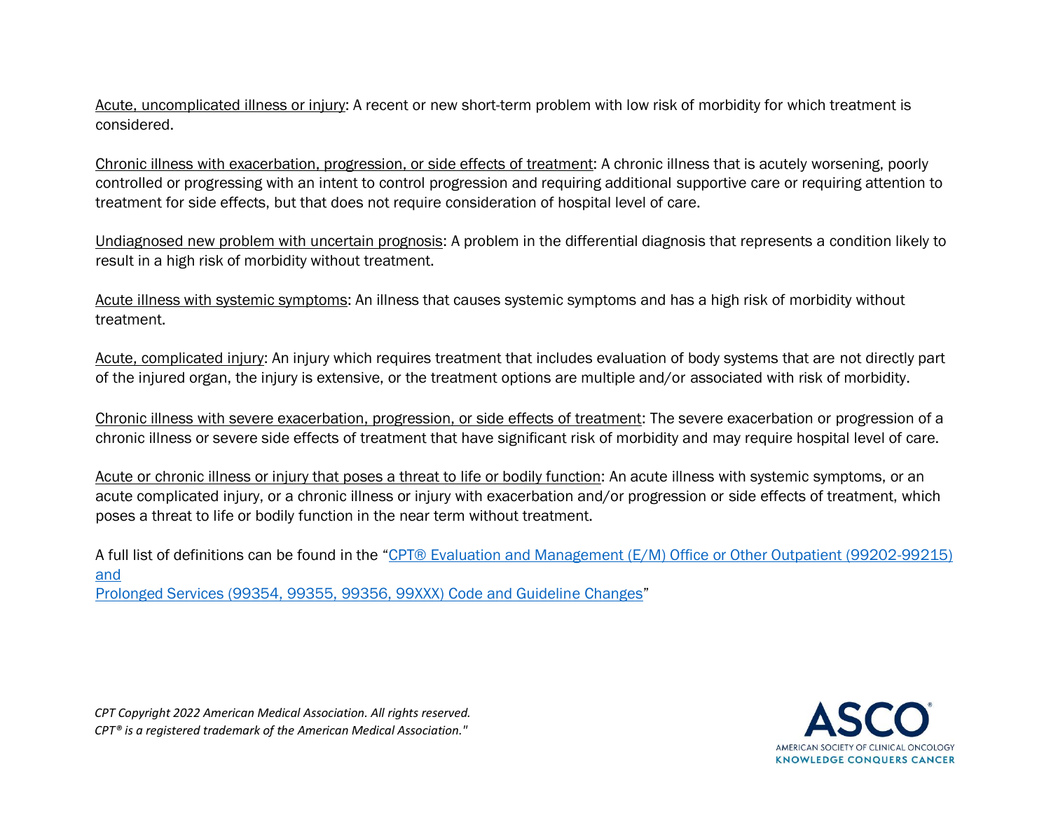<u>Acute, uncomplicated illness or injury</u>: A recent or new short-term problem with low risk of morbidity for which treatment is considered.

<u>Chronic illness with exacerbation, progression, or side effects of treatment</u>: A chronic illness that is acutely worsening, poorly controlled or progressing with an intent to control progression and requiring additional supportive care or requiring attention to treatment for side effects, but that does not require consideration of hospital level of care.

<u>Undiagnosed new problem with uncertain prognosis</u>: A problem in the differential diagnosis that represents a condition likely to result in a high risk of morbidity without treatment.

<u>Acute illness with systemic symptoms</u>: An illness that causes systemic symptoms and has a high risk of morbidity without treatment.

<u>Acute, complicated injury</u>: An injury which requires treatment that includes evaluation of body systems that are not directly part of the injured organ, the injury is extensive, or the treatment options are multiple and/or associated with risk of morbidity.

<u>Chronic illness with severe exacerbation, progression, or side effects of treatment</u>: The severe exacerbation or progression of a chronic illness or severe side effects of treatment that have significant risk of morbidity and may require hospital level of care.

<u>Acute or chronic illness or injury that poses a threat to life or bodily function</u>: An acute illness with systemic symptoms, or an acute complicated injury, or a chronic illness or injury with exacerbation and/or progression or side effects of treatment, which poses a threat to life or bodily function in the near term without treatment.

A full list of definitions can be found in the "CPT® Evaluation and Management (E/M) Office or Other Outpatient (99202-99215) and Prolonged Services (99354, 99355, 99356, 99XXX) Code and Guideline Changes"

*CPT Copyright 2022 American Medical Association. All rights reserved.*
*CPT® is a registered trademark of the American Medical Association."*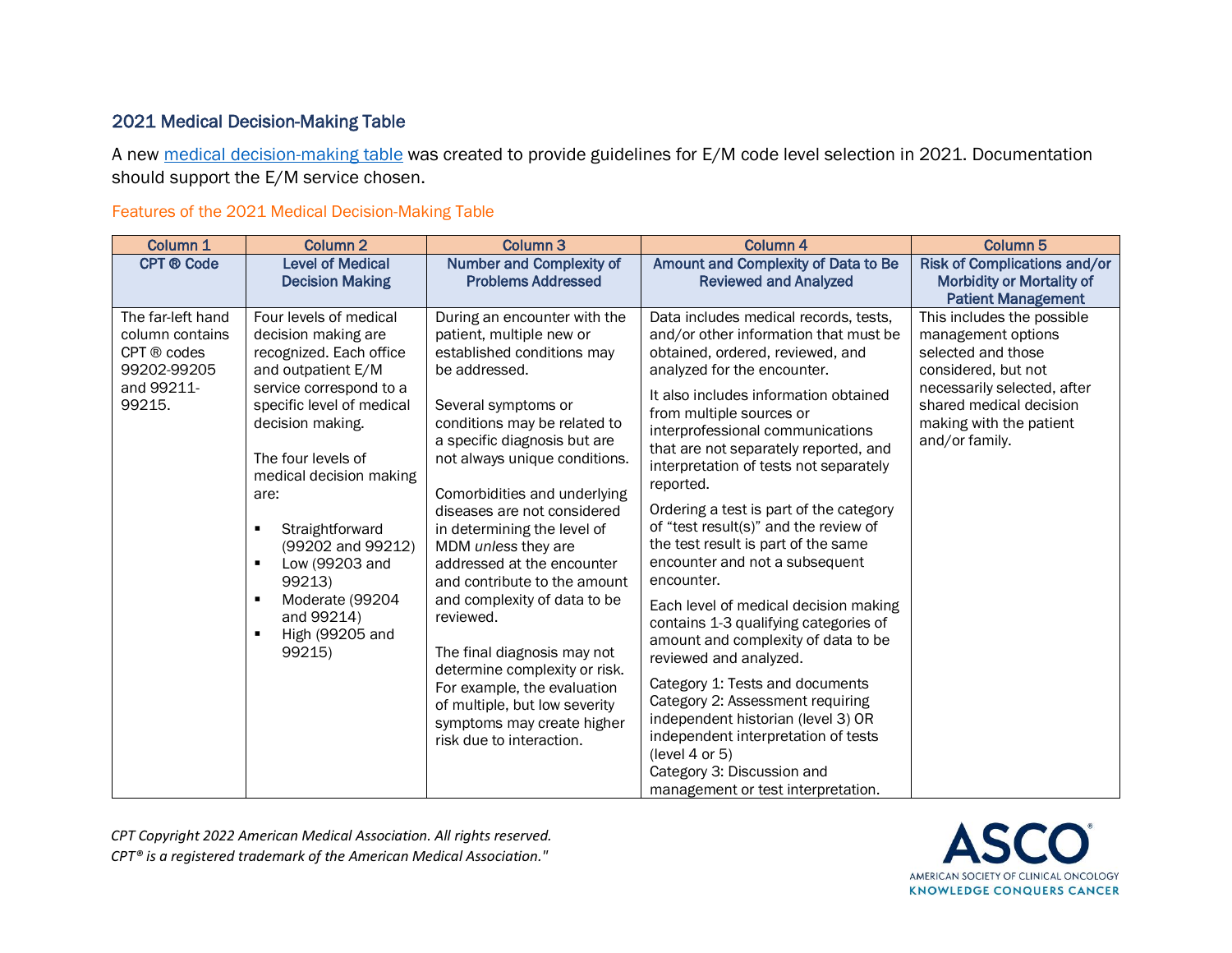## 2021 Medical Decision-Making Table

A new [medical decision-making table](#) was created to provide guidelines for E/M code level selection in 2021. Documentation should support the E/M service chosen.

### Features of the 2021 Medical Decision-Making Table

| Column 1 | Column 2 | Column 3 | Column 4 | Column 5 |
|---|---|---|---|---|
| **CPT ® Code** | **Level of Medical Decision Making** | **Number and Complexity of Problems Addressed** | **Amount and Complexity of Data to Be Reviewed and Analyzed** | **Risk of Complications and/or Morbidity or Mortality of Patient Management** |
| The far-left hand column contains CPT ® codes 99202-99205 and 99211-99215. | Four levels of medical decision making are recognized. Each office and outpatient E/M service correspond to a specific level of medical decision making.<br><br>The four levels of medical decision making are:<br><br>▪ Straightforward (99202 and 99212)<br>▪ Low (99203 and 99213)<br>▪ Moderate (99204 and 99214)<br>▪ High (99205 and 99215) | During an encounter with the patient, multiple new or established conditions may be addressed.<br><br>Several symptoms or conditions may be related to a specific diagnosis but are not always unique conditions.<br><br>Comorbidities and underlying diseases are not considered in determining the level of MDM *unless* they are addressed at the encounter and contribute to the amount and complexity of data to be reviewed.<br><br>The final diagnosis may not determine complexity or risk. For example, the evaluation of multiple, but low severity symptoms may create higher risk due to interaction. | Data includes medical records, tests, and/or other information that must be obtained, ordered, reviewed, and analyzed for the encounter.<br><br>It also includes information obtained from multiple sources or interprofessional communications that are not separately reported, and interpretation of tests not separately reported.<br><br>Ordering a test is part of the category of "test result(s)" and the review of the test result is part of the same encounter and not a subsequent encounter.<br><br>Each level of medical decision making contains 1-3 qualifying categories of amount and complexity of data to be reviewed and analyzed.<br><br>Category 1: Tests and documents<br>Category 2: Assessment requiring independent historian (level 3) OR independent interpretation of tests (level 4 or 5)<br>Category 3: Discussion and management or test interpretation. | This includes the possible management options selected and those considered, but not necessarily selected, after shared medical decision making with the patient and/or family. |

*CPT Copyright 2022 American Medical Association. All rights reserved.*
*CPT® is a registered trademark of the American Medical Association."*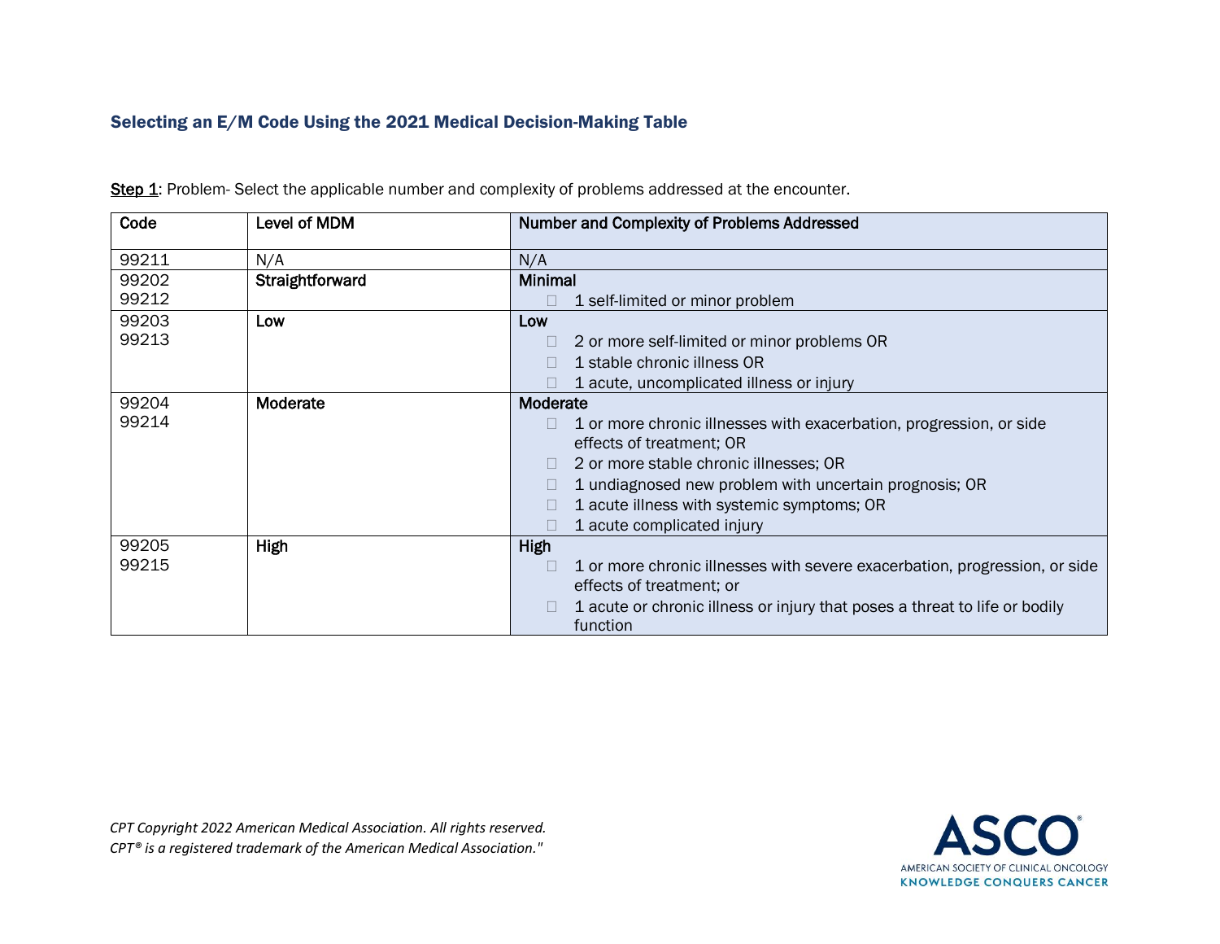## Selecting an E/M Code Using the 2021 Medical Decision-Making Table

Step 1: Problem- Select the applicable number and complexity of problems addressed at the encounter.

| Code | Level of MDM | Number and Complexity of Problems Addressed |
|---|---|---|
| 99211 | N/A | N/A |
| 99202<br>99212 | **Straightforward** | **Minimal**<br>☐ 1 self-limited or minor problem |
| 99203<br>99213 | **Low** | **Low**<br>☐ 2 or more self-limited or minor problems OR<br>☐ 1 stable chronic illness OR<br>☐ 1 acute, uncomplicated illness or injury |
| 99204<br>99214 | **Moderate** | **Moderate**<br>☐ 1 or more chronic illnesses with exacerbation, progression, or side effects of treatment; OR<br>☐ 2 or more stable chronic illnesses; OR<br>☐ 1 undiagnosed new problem with uncertain prognosis; OR<br>☐ 1 acute illness with systemic symptoms; OR<br>☐ 1 acute complicated injury |
| 99205<br>99215 | **High** | **High**<br>☐ 1 or more chronic illnesses with severe exacerbation, progression, or side effects of treatment; or<br>☐ 1 acute or chronic illness or injury that poses a threat to life or bodily function |

*CPT Copyright 2022 American Medical Association. All rights reserved.*
*CPT® is a registered trademark of the American Medical Association."*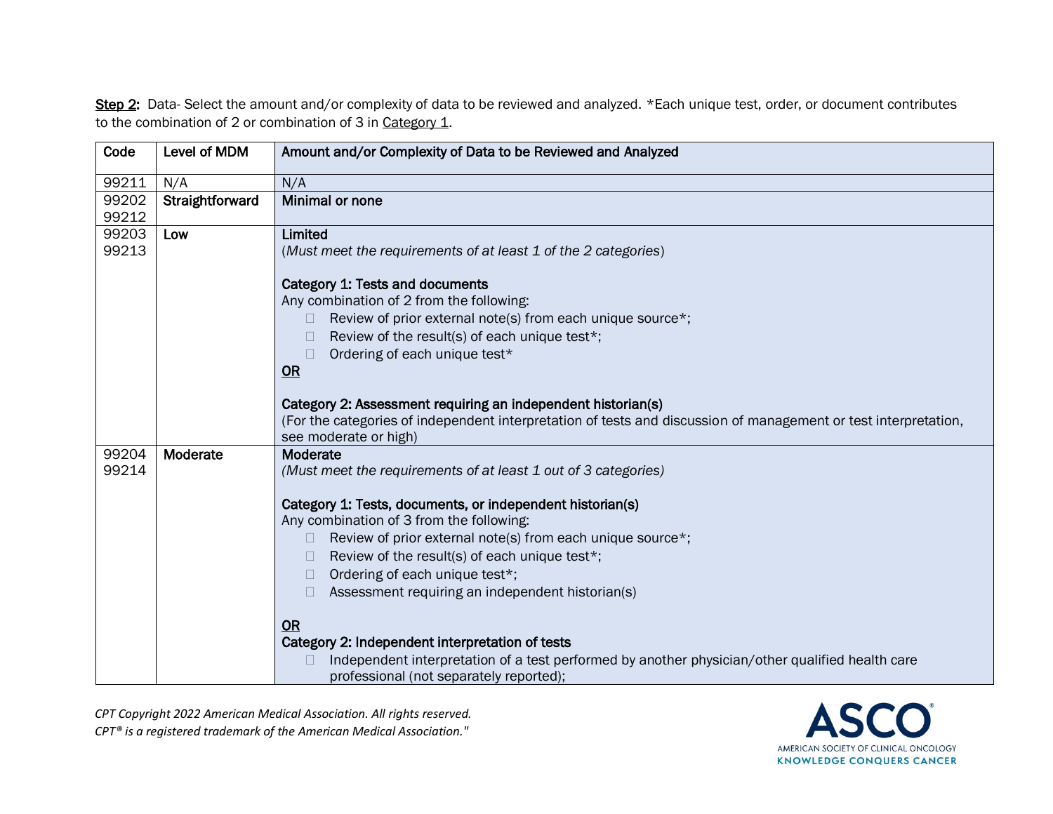**Step 2:** Data- Select the amount and/or complexity of data to be reviewed and analyzed. *Each unique test, order, or document contributes to the combination of 2 or combination of 3 in Category 1.

| Code | Level of MDM | Amount and/or Complexity of Data to be Reviewed and Analyzed |
|---|---|---|
| 99211 | N/A | N/A |
| 99202<br>99212 | **Straightforward** | **Minimal or none** |
| 99203<br>99213 | **Low** | **Limited**<br>(*Must meet the requirements of at least 1 of the 2 categories*)<br><br>**Category 1: Tests and documents**<br>Any combination of 2 from the following:<br>☐ Review of prior external note(s) from each unique source*;<br>☐ Review of the result(s) of each unique test*;<br>☐ Ordering of each unique test*<br>**OR**<br><br>**Category 2: Assessment requiring an independent historian(s)**<br>(For the categories of independent interpretation of tests and discussion of management or test interpretation, see moderate or high) |
| 99204<br>99214 | **Moderate** | **Moderate**<br>*(Must meet the requirements of at least 1 out of 3 categories)*<br><br>**Category 1: Tests, documents, or independent historian(s)**<br>Any combination of 3 from the following:<br>☐ Review of prior external note(s) from each unique source*;<br>☐ Review of the result(s) of each unique test*;<br>☐ Ordering of each unique test*;<br>☐ Assessment requiring an independent historian(s)<br><br>**OR**<br>**Category 2: Independent interpretation of tests**<br>☐ Independent interpretation of a test performed by another physician/other qualified health care professional (not separately reported); |

*CPT Copyright 2022 American Medical Association. All rights reserved.*
*CPT® is a registered trademark of the American Medical Association."*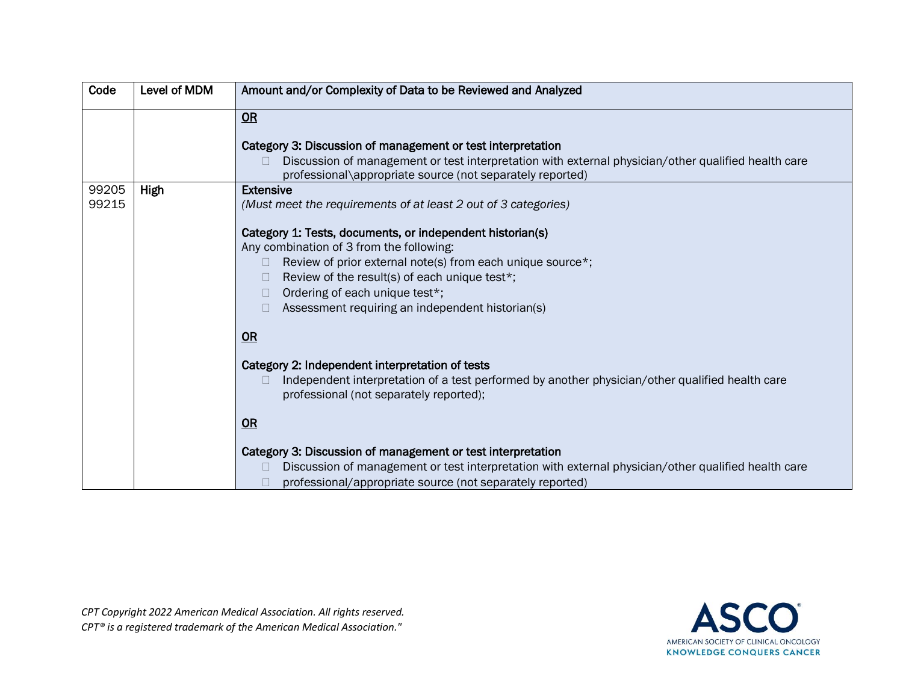| Code | Level of MDM | Amount and/or Complexity of Data to be Reviewed and Analyzed |
|---|---|---|
| | | **OR**<br><br>**Category 3: Discussion of management or test interpretation**<br>- Discussion of management or test interpretation with external physician/other qualified health care professional\appropriate source (not separately reported) |
| 99205<br>99215 | **High** | **Extensive**<br>*(Must meet the requirements of at least 2 out of 3 categories)*<br><br>**Category 1: Tests, documents, or independent historian(s)**<br>Any combination of 3 from the following:<br>- Review of prior external note(s) from each unique source*;<br>- Review of the result(s) of each unique test*;<br>- Ordering of each unique test*;<br>- Assessment requiring an independent historian(s)<br><br>**OR**<br><br>**Category 2: Independent interpretation of tests**<br>- Independent interpretation of a test performed by another physician/other qualified health care professional (not separately reported);<br><br>**OR**<br><br>**Category 3: Discussion of management or test interpretation**<br>- Discussion of management or test interpretation with external physician/other qualified health care<br>- professional/appropriate source (not separately reported) |

*CPT Copyright 2022 American Medical Association. All rights reserved.*
*CPT® is a registered trademark of the American Medical Association."*

ASCO
AMERICAN SOCIETY OF CLINICAL ONCOLOGY
KNOWLEDGE CONQUERS CANCER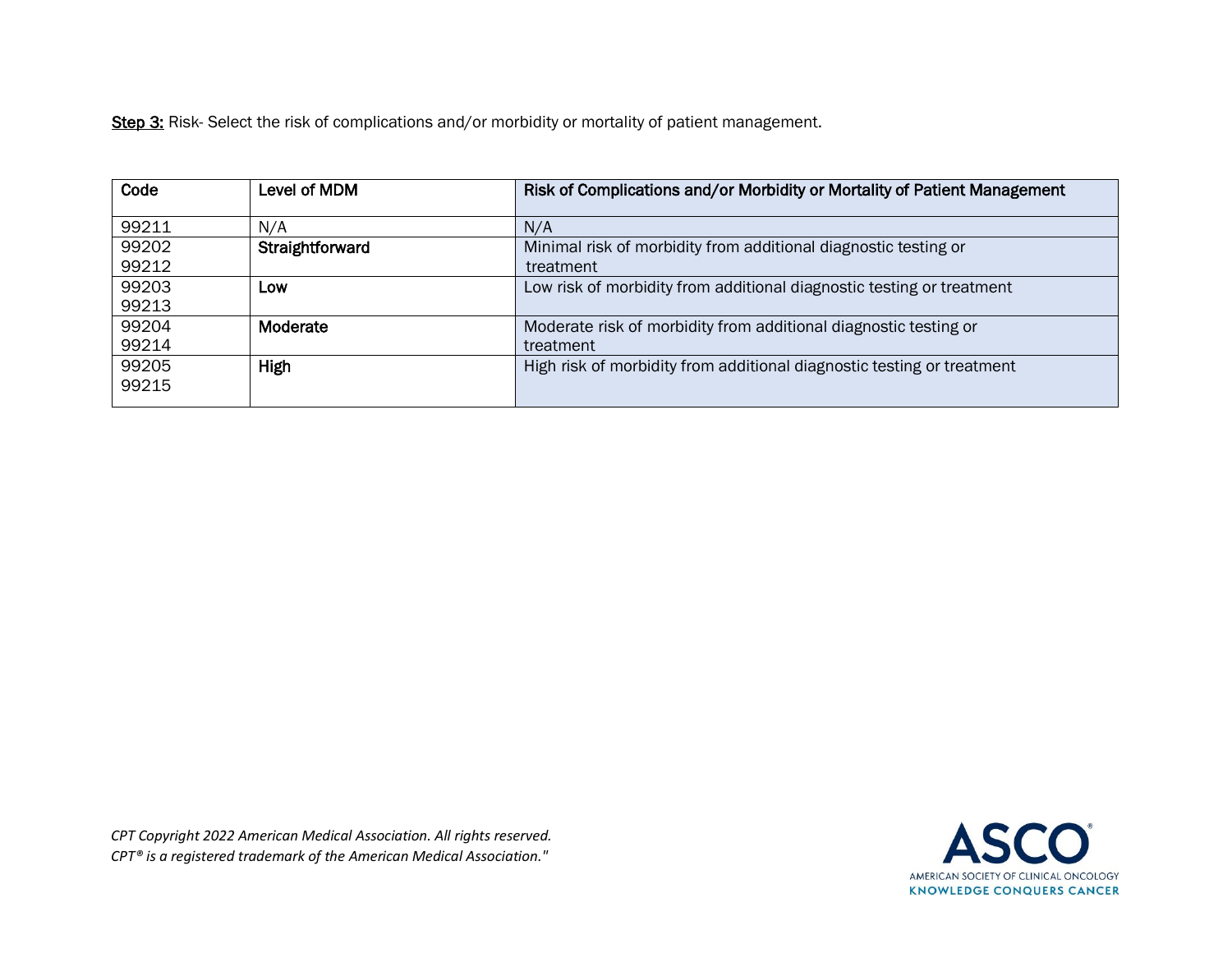<u>**Step 3:**</u> Risk- Select the risk of complications and/or morbidity or mortality of patient management.

| Code | Level of MDM | Risk of Complications and/or Morbidity or Mortality of Patient Management |
|---|---|---|
| 99211 | N/A | N/A |
| 99202<br>99212 | **Straightforward** | Minimal risk of morbidity from additional diagnostic testing or treatment |
| 99203<br>99213 | **Low** | Low risk of morbidity from additional diagnostic testing or treatment |
| 99204<br>99214 | **Moderate** | Moderate risk of morbidity from additional diagnostic testing or treatment |
| 99205<br>99215 | **High** | High risk of morbidity from additional diagnostic testing or treatment |

*CPT Copyright 2022 American Medical Association. All rights reserved.*
*CPT® is a registered trademark of the American Medical Association."*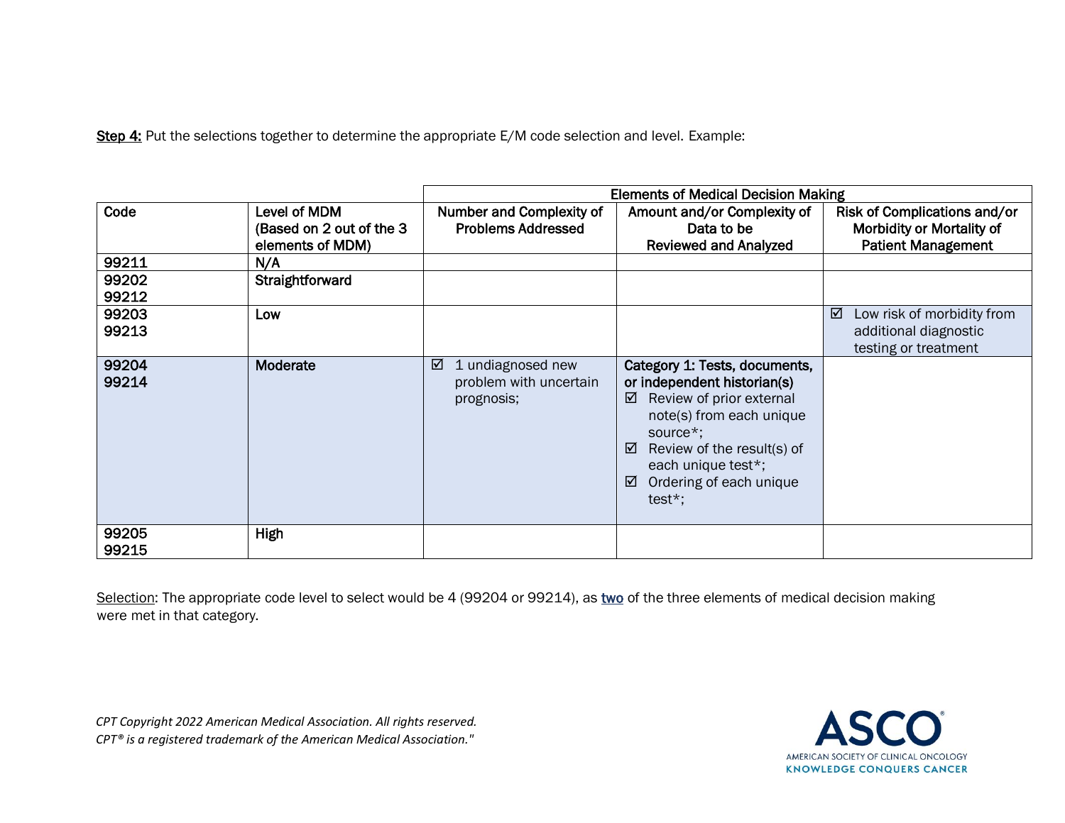**Step 4:** Put the selections together to determine the appropriate E/M code selection and level. Example:

| | | Elements of Medical Decision Making | | |
|---|---|---|---|---|
| **Code** | **Level of MDM (Based on 2 out of the 3 elements of MDM)** | **Number and Complexity of Problems Addressed** | **Amount and/or Complexity of Data to be Reviewed and Analyzed** | **Risk of Complications and/or Morbidity or Mortality of Patient Management** |
| 99211 | N/A | | | |
| 99202<br>99212 | Straightforward | | | |
| 99203<br>99213 | Low | | | ☑ Low risk of morbidity from additional diagnostic testing or treatment |
| 99204<br>99214 | Moderate | ☑ 1 undiagnosed new problem with uncertain prognosis; | **Category 1: Tests, documents, or independent historian(s)**<br>☑ Review of prior external note(s) from each unique source*;<br>☑ Review of the result(s) of each unique test*;<br>☑ Ordering of each unique test*; | |
| 99205<br>99215 | High | | | |

Selection: The appropriate code level to select would be 4 (99204 or 99214), as two of the three elements of medical decision making were met in that category.

*CPT Copyright 2022 American Medical Association. All rights reserved.*
*CPT® is a registered trademark of the American Medical Association."*

ASCO
AMERICAN SOCIETY OF CLINICAL ONCOLOGY
KNOWLEDGE CONQUERS CANCER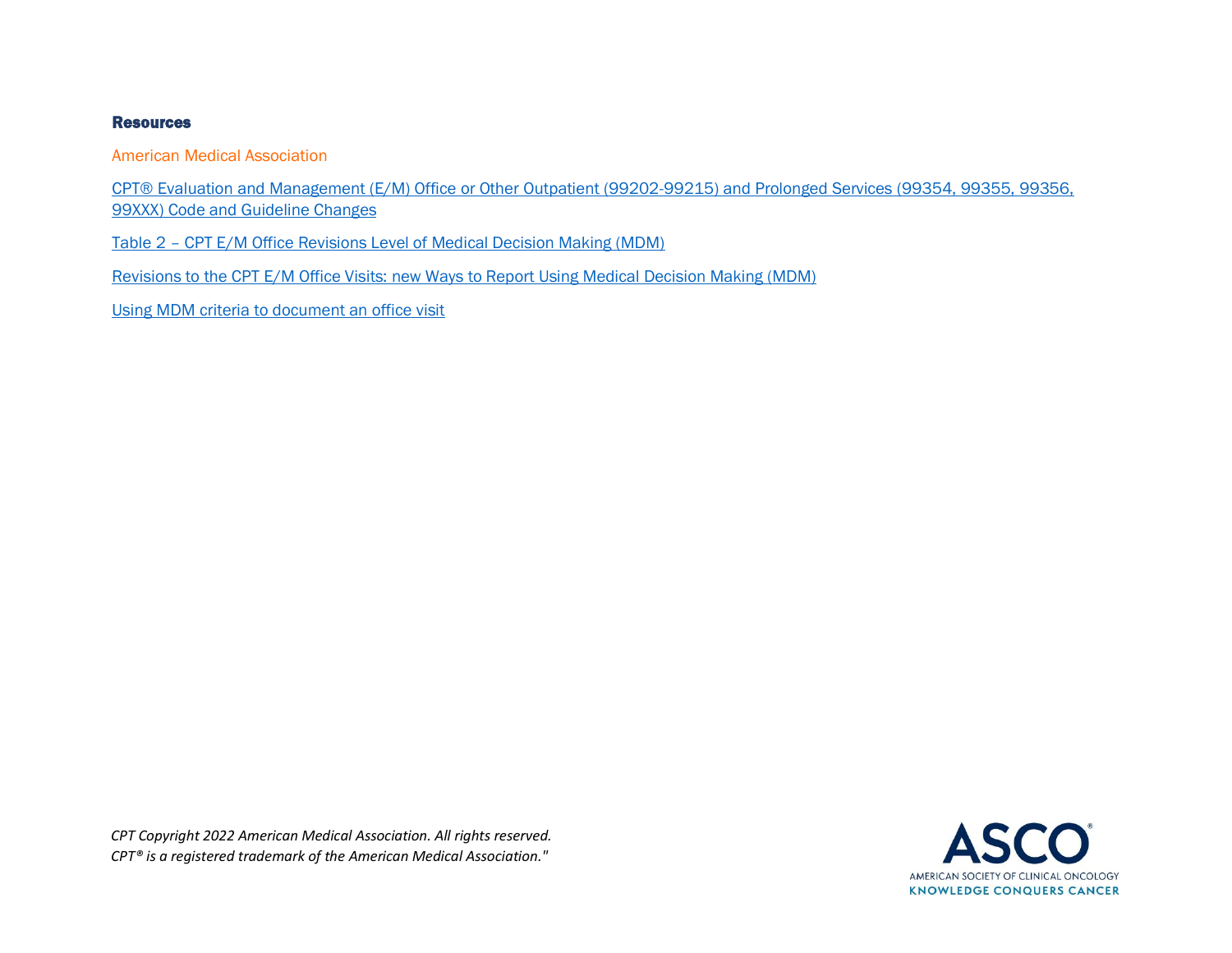### Resources

American Medical Association

CPT® Evaluation and Management (E/M) Office or Other Outpatient (99202-99215) and Prolonged Services (99354, 99355, 99356, 99XXX) Code and Guideline Changes

Table 2 – CPT E/M Office Revisions Level of Medical Decision Making (MDM)

Revisions to the CPT E/M Office Visits: new Ways to Report Using Medical Decision Making (MDM)

Using MDM criteria to document an office visit

*CPT Copyright 2022 American Medical Association. All rights reserved.*
*CPT® is a registered trademark of the American Medical Association."*

ASCO
AMERICAN SOCIETY OF CLINICAL ONCOLOGY
KNOWLEDGE CONQUERS CANCER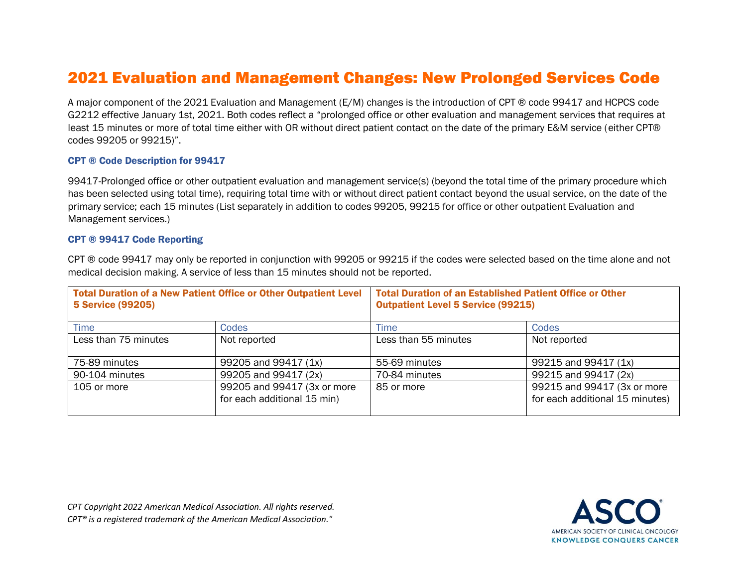# 2021 Evaluation and Management Changes: New Prolonged Services Code

A major component of the 2021 Evaluation and Management (E/M) changes is the introduction of CPT ® code 99417 and HCPCS code G2212 effective January 1st, 2021. Both codes reflect a "prolonged office or other evaluation and management services that requires at least 15 minutes or more of total time either with OR without direct patient contact on the date of the primary E&M service (either CPT® codes 99205 or 99215)".

### CPT ® Code Description for 99417

99417-Prolonged office or other outpatient evaluation and management service(s) (beyond the total time of the primary procedure which has been selected using total time), requiring total time with or without direct patient contact beyond the usual service, on the date of the primary service; each 15 minutes (List separately in addition to codes 99205, 99215 for office or other outpatient Evaluation and Management services.)

### CPT ® 99417 Code Reporting

CPT ® code 99417 may only be reported in conjunction with 99205 or 99215 if the codes were selected based on the time alone and not medical decision making. A service of less than 15 minutes should not be reported.

| Total Duration of a New Patient Office or Other Outpatient Level 5 Service (99205) | | Total Duration of an Established Patient Office or Other Outpatient Level 5 Service (99215) | |
|---|---|---|---|
| Time | Codes | Time | Codes |
| Less than 75 minutes | Not reported | Less than 55 minutes | Not reported |
| 75-89 minutes | 99205 and 99417 (1x) | 55-69 minutes | 99215 and 99417 (1x) |
| 90-104 minutes | 99205 and 99417 (2x) | 70-84 minutes | 99215 and 99417 (2x) |
| 105 or more | 99205 and 99417 (3x or more for each additional 15 min) | 85 or more | 99215 and 99417 (3x or more for each additional 15 minutes) |

*CPT Copyright 2022 American Medical Association. All rights reserved.*
*CPT® is a registered trademark of the American Medical Association."*

ASCO
AMERICAN SOCIETY OF CLINICAL ONCOLOGY
KNOWLEDGE CONQUERS CANCER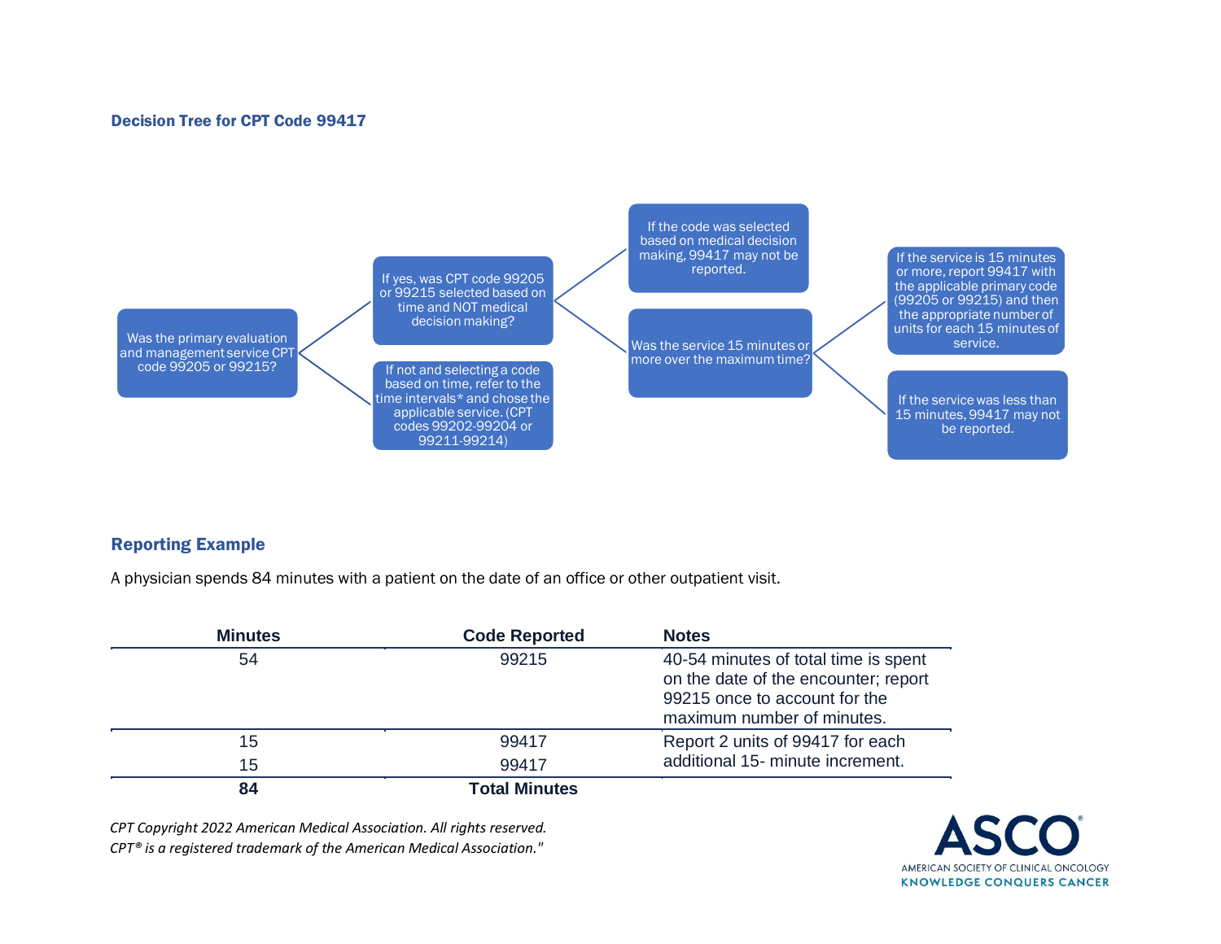### Decision Tree for CPT Code 99417

Was the primary evaluation and management service CPT code 99205 or 99215?

- If yes, was CPT code 99205 or 99215 selected based on time and NOT medical decision making?
  - If the code was selected based on medical decision making, 99417 may not be reported.
  - Was the service 15 minutes or more over the maximum time?
    - If the service is 15 minutes or more, report 99417 with the applicable primary code (99205 or 99215) and then the appropriate number of units for each 15 minutes of service.
    - If the service was less than 15 minutes, 99417 may not be reported.
- If not and selecting a code based on time, refer to the time intervals* and chose the applicable service. (CPT codes 99202-99204 or 99211-99214)

### Reporting Example

A physician spends 84 minutes with a patient on the date of an office or other outpatient visit.

| Minutes | Code Reported | Notes |
|---|---|---|
| 54 | 99215 | 40-54 minutes of total time is spent on the date of the encounter; report 99215 once to account for the maximum number of minutes. |
| 15 | 99417 | Report 2 units of 99417 for each additional 15- minute increment. |
| 15 | 99417 | |
| **84** | **Total Minutes** | |

*CPT Copyright 2022 American Medical Association. All rights reserved.*
*CPT® is a registered trademark of the American Medical Association."*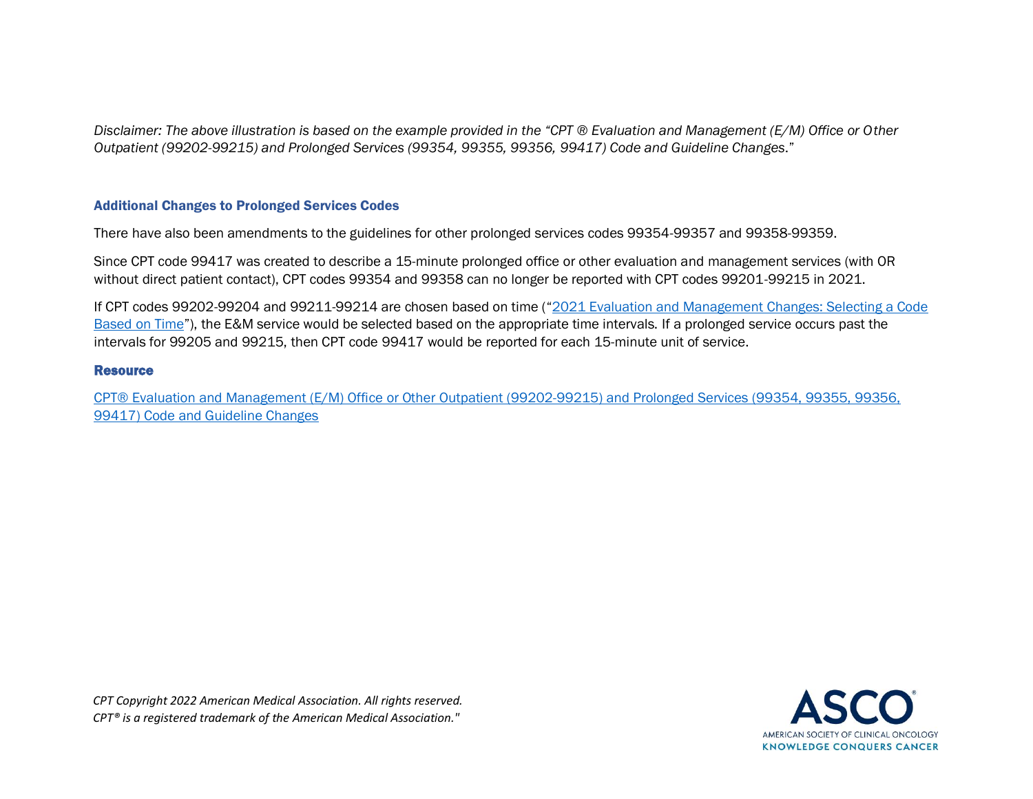*Disclaimer: The above illustration is based on the example provided in the "CPT ® Evaluation and Management (E/M) Office or Other Outpatient (99202-99215) and Prolonged Services (99354, 99355, 99356, 99417) Code and Guideline Changes."*

### Additional Changes to Prolonged Services Codes

There have also been amendments to the guidelines for other prolonged services codes 99354-99357 and 99358-99359.

Since CPT code 99417 was created to describe a 15-minute prolonged office or other evaluation and management services (with OR without direct patient contact), CPT codes 99354 and 99358 can no longer be reported with CPT codes 99201-99215 in 2021.

If CPT codes 99202-99204 and 99211-99214 are chosen based on time ("2021 Evaluation and Management Changes: Selecting a Code Based on Time"), the E&M service would be selected based on the appropriate time intervals. If a prolonged service occurs past the intervals for 99205 and 99215, then CPT code 99417 would be reported for each 15-minute unit of service.

### Resource

CPT® Evaluation and Management (E/M) Office or Other Outpatient (99202-99215) and Prolonged Services (99354, 99355, 99356, 99417) Code and Guideline Changes

*CPT Copyright 2022 American Medical Association. All rights reserved.*
*CPT® is a registered trademark of the American Medical Association."*

ASCO
AMERICAN SOCIETY OF CLINICAL ONCOLOGY
KNOWLEDGE CONQUERS CANCER